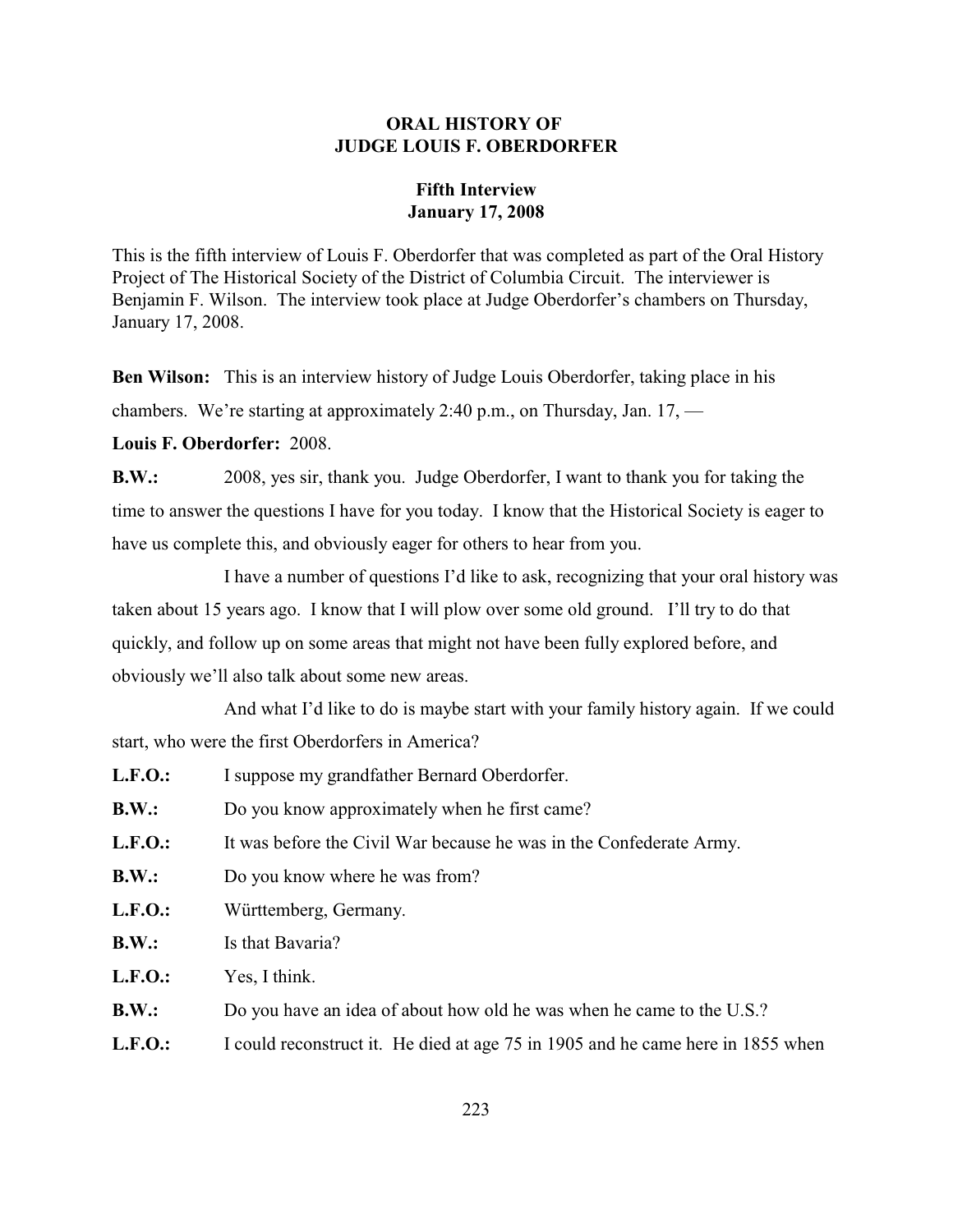# ORAL HISTORY OF JUDGE LOUIS F. OBERDORFER

## Fifth Interview
## January 17, 2008

This is the fifth interview of Louis F. Oberdorfer that was completed as part of the Oral History Project of The Historical Society of the District of Columbia Circuit. The interviewer is Benjamin F. Wilson. The interview took place at Judge Oberdorfer's chambers on Thursday, January 17, 2008.

**Ben Wilson:** This is an interview history of Judge Louis Oberdorfer, taking place in his chambers. We're starting at approximately 2:40 p.m., on Thursday, Jan. 17, —

**Louis F. Oberdorfer:** 2008.

**B.W.:** 2008, yes sir, thank you. Judge Oberdorfer, I want to thank you for taking the time to answer the questions I have for you today. I know that the Historical Society is eager to have us complete this, and obviously eager for others to hear from you.

I have a number of questions I'd like to ask, recognizing that your oral history was taken about 15 years ago. I know that I will plow over some old ground. I'll try to do that quickly, and follow up on some areas that might not have been fully explored before, and obviously we'll also talk about some new areas.

And what I'd like to do is maybe start with your family history again. If we could start, who were the first Oberdorfers in America?

**L.F.O.:** I suppose my grandfather Bernard Oberdorfer.

**B.W.:** Do you know approximately when he first came?

**L.F.O.:** It was before the Civil War because he was in the Confederate Army.

**B.W.:** Do you know where he was from?

**L.F.O.:** Württemberg, Germany.

**B.W.:** Is that Bavaria?

**L.F.O.:** Yes, I think.

**B.W.:** Do you have an idea of about how old he was when he came to the U.S.?

**L.F.O.:** I could reconstruct it. He died at age 75 in 1905 and he came here in 1855 when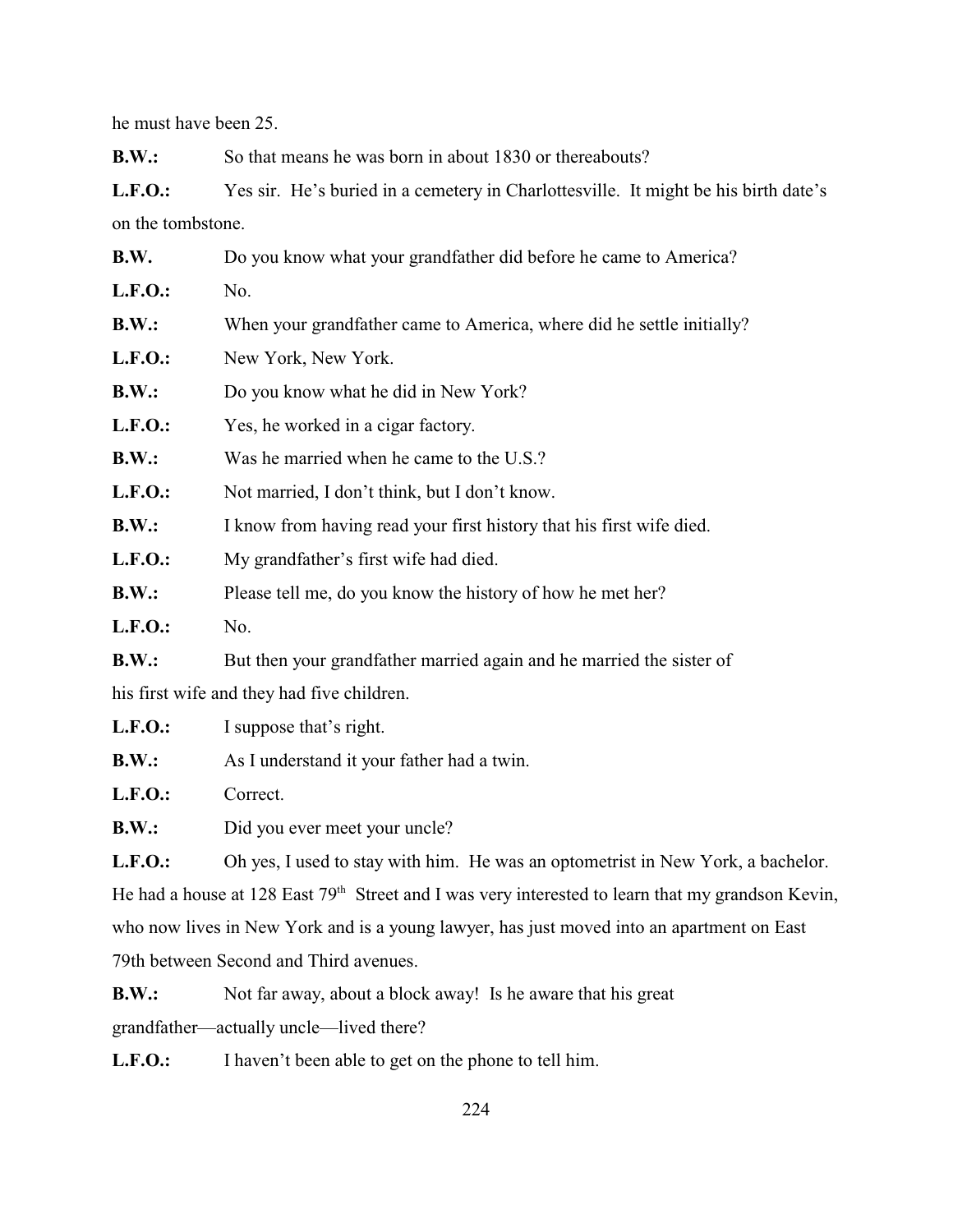he must have been 25.

**B.W.:** So that means he was born in about 1830 or thereabouts?

**L.F.O.:** Yes sir. He's buried in a cemetery in Charlottesville. It might be his birth date's on the tombstone.

**B.W.** Do you know what your grandfather did before he came to America?

**L.F.O.:** No.

**B.W.:** When your grandfather came to America, where did he settle initially?

**L.F.O.:** New York, New York.

**B.W.:** Do you know what he did in New York?

**L.F.O.:** Yes, he worked in a cigar factory.

**B.W.:** Was he married when he came to the U.S.?

**L.F.O.:** Not married, I don't think, but I don't know.

**B.W.:** I know from having read your first history that his first wife died.

**L.F.O.:** My grandfather's first wife had died.

**B.W.:** Please tell me, do you know the history of how he met her?

**L.F.O.:** No.

**B.W.:** But then your grandfather married again and he married the sister of his first wife and they had five children.

**L.F.O.:** I suppose that's right.

**B.W.:** As I understand it your father had a twin.

**L.F.O.:** Correct.

**B.W.:** Did you ever meet your uncle?

**L.F.O.:** Oh yes, I used to stay with him. He was an optometrist in New York, a bachelor. He had a house at 128 East 79th Street and I was very interested to learn that my grandson Kevin, who now lives in New York and is a young lawyer, has just moved into an apartment on East 79th between Second and Third avenues.

**B.W.:** Not far away, about a block away! Is he aware that his great grandfather—actually uncle—lived there?

**L.F.O.:** I haven't been able to get on the phone to tell him.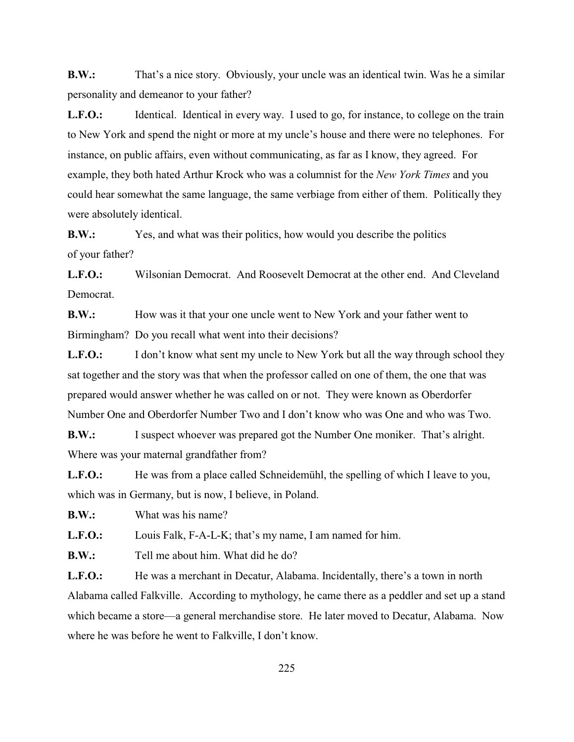**B.W.:** That's a nice story. Obviously, your uncle was an identical twin. Was he a similar personality and demeanor to your father?

**L.F.O.:** Identical. Identical in every way. I used to go, for instance, to college on the train to New York and spend the night or more at my uncle's house and there were no telephones. For instance, on public affairs, even without communicating, as far as I know, they agreed. For example, they both hated Arthur Krock who was a columnist for the *New York Times* and you could hear somewhat the same language, the same verbiage from either of them. Politically they were absolutely identical.

**B.W.:** Yes, and what was their politics, how would you describe the politics of your father?

**L.F.O.:** Wilsonian Democrat. And Roosevelt Democrat at the other end. And Cleveland Democrat.

**B.W.:** How was it that your one uncle went to New York and your father went to Birmingham? Do you recall what went into their decisions?

**L.F.O.:** I don't know what sent my uncle to New York but all the way through school they sat together and the story was that when the professor called on one of them, the one that was prepared would answer whether he was called on or not. They were known as Oberdorfer Number One and Oberdorfer Number Two and I don't know who was One and who was Two.

**B.W.:** I suspect whoever was prepared got the Number One moniker. That's alright. Where was your maternal grandfather from?

**L.F.O.:** He was from a place called Schneidemühl, the spelling of which I leave to you, which was in Germany, but is now, I believe, in Poland.

**B.W.:** What was his name?

**L.F.O.:** Louis Falk, F-A-L-K; that's my name, I am named for him.

**B.W.:** Tell me about him. What did he do?

**L.F.O.:** He was a merchant in Decatur, Alabama. Incidentally, there's a town in north Alabama called Falkville. According to mythology, he came there as a peddler and set up a stand which became a store—a general merchandise store. He later moved to Decatur, Alabama. Now where he was before he went to Falkville, I don't know.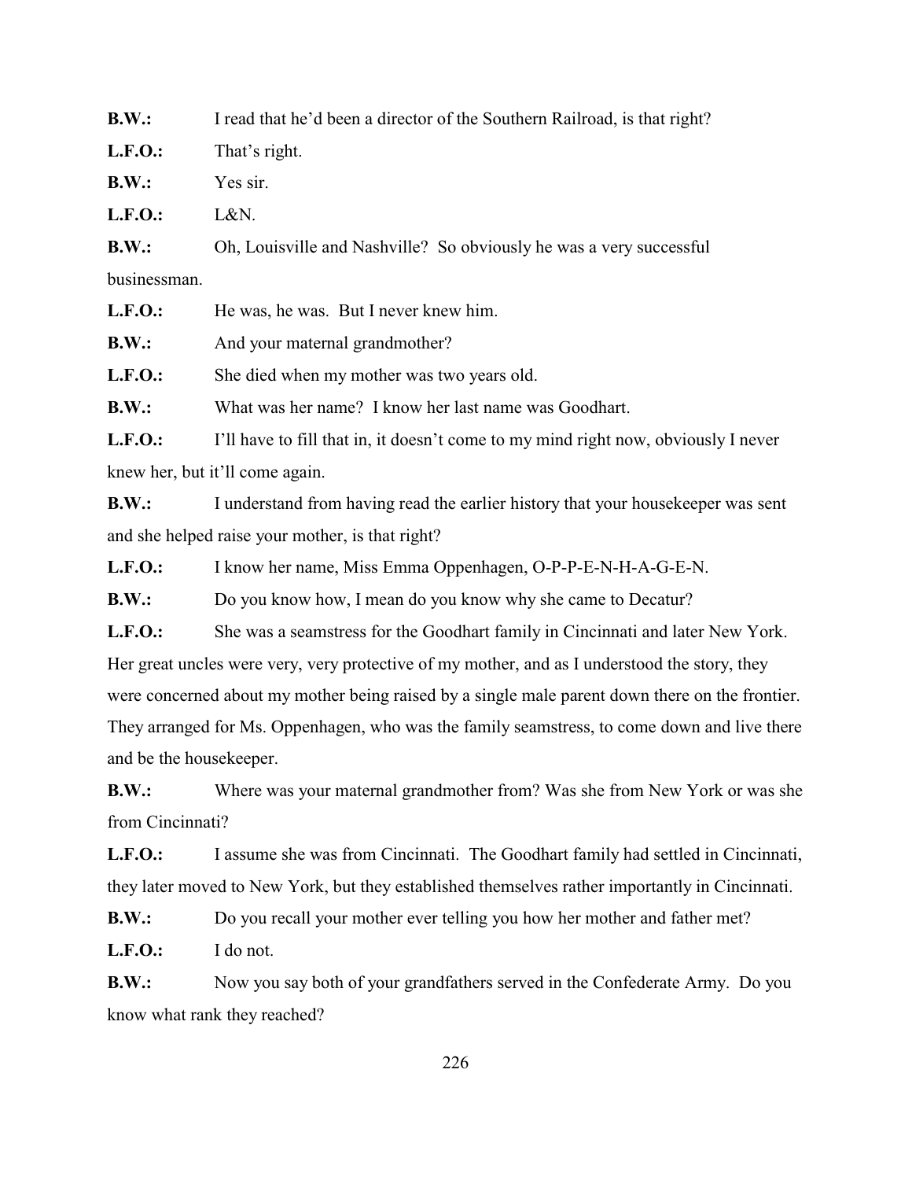**B.W.:** I read that he'd been a director of the Southern Railroad, is that right?

**L.F.O.:** That's right.

**B.W.:** Yes sir.

**L.F.O.:** L&N.

**B.W.:** Oh, Louisville and Nashville? So obviously he was a very successful businessman.

**L.F.O.:** He was, he was. But I never knew him.

**B.W.:** And your maternal grandmother?

**L.F.O.:** She died when my mother was two years old.

**B.W.:** What was her name? I know her last name was Goodhart.

**L.F.O.:** I'll have to fill that in, it doesn't come to my mind right now, obviously I never knew her, but it'll come again.

**B.W.:** I understand from having read the earlier history that your housekeeper was sent and she helped raise your mother, is that right?

**L.F.O.:** I know her name, Miss Emma Oppenhagen, O-P-P-E-N-H-A-G-E-N.

**B.W.:** Do you know how, I mean do you know why she came to Decatur?

**L.F.O.:** She was a seamstress for the Goodhart family in Cincinnati and later New York. Her great uncles were very, very protective of my mother, and as I understood the story, they were concerned about my mother being raised by a single male parent down there on the frontier. They arranged for Ms. Oppenhagen, who was the family seamstress, to come down and live there and be the housekeeper.

**B.W.:** Where was your maternal grandmother from? Was she from New York or was she from Cincinnati?

**L.F.O.:** I assume she was from Cincinnati. The Goodhart family had settled in Cincinnati, they later moved to New York, but they established themselves rather importantly in Cincinnati.

**B.W.:** Do you recall your mother ever telling you how her mother and father met?

**L.F.O.:** I do not.

**B.W.:** Now you say both of your grandfathers served in the Confederate Army. Do you know what rank they reached?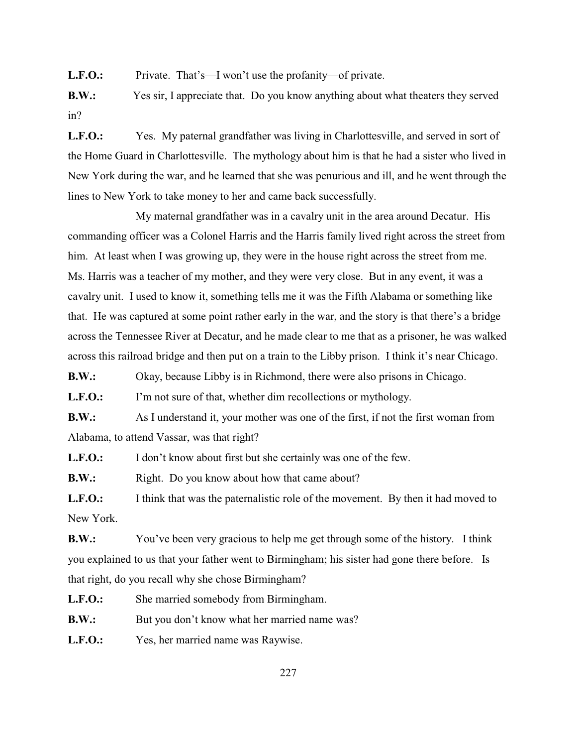**L.F.O.:** Private. That's—I won't use the profanity—of private.

**B.W.:** Yes sir, I appreciate that. Do you know anything about what theaters they served in?

**L.F.O.:** Yes. My paternal grandfather was living in Charlottesville, and served in sort of the Home Guard in Charlottesville. The mythology about him is that he had a sister who lived in New York during the war, and he learned that she was penurious and ill, and he went through the lines to New York to take money to her and came back successfully.

My maternal grandfather was in a cavalry unit in the area around Decatur. His commanding officer was a Colonel Harris and the Harris family lived right across the street from him. At least when I was growing up, they were in the house right across the street from me. Ms. Harris was a teacher of my mother, and they were very close. But in any event, it was a cavalry unit. I used to know it, something tells me it was the Fifth Alabama or something like that. He was captured at some point rather early in the war, and the story is that there's a bridge across the Tennessee River at Decatur, and he made clear to me that as a prisoner, he was walked across this railroad bridge and then put on a train to the Libby prison. I think it's near Chicago.

**B.W.:** Okay, because Libby is in Richmond, there were also prisons in Chicago.

**L.F.O.:** I'm not sure of that, whether dim recollections or mythology.

**B.W.:** As I understand it, your mother was one of the first, if not the first woman from Alabama, to attend Vassar, was that right?

**L.F.O.:** I don't know about first but she certainly was one of the few.

**B.W.:** Right. Do you know about how that came about?

**L.F.O.:** I think that was the paternalistic role of the movement. By then it had moved to New York.

**B.W.:** You've been very gracious to help me get through some of the history. I think you explained to us that your father went to Birmingham; his sister had gone there before. Is that right, do you recall why she chose Birmingham?

**L.F.O.:** She married somebody from Birmingham.

**B.W.:** But you don't know what her married name was?

**L.F.O.:** Yes, her married name was Raywise.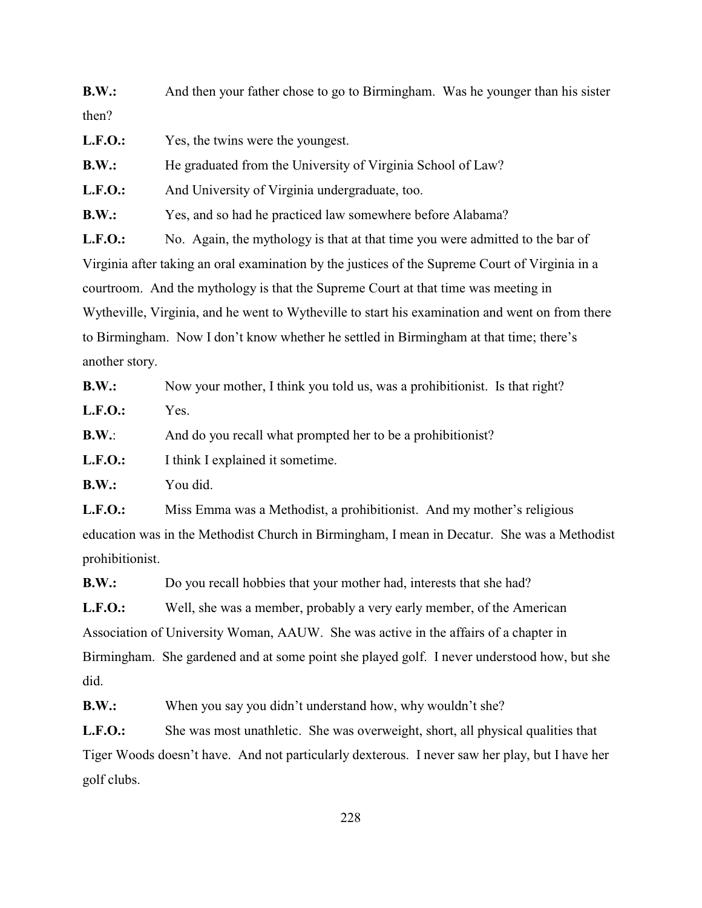**B.W.:** And then your father chose to go to Birmingham. Was he younger than his sister then?

**L.F.O.:** Yes, the twins were the youngest.

**B.W.:** He graduated from the University of Virginia School of Law?

**L.F.O.:** And University of Virginia undergraduate, too.

**B.W.:** Yes, and so had he practiced law somewhere before Alabama?

**L.F.O.:** No. Again, the mythology is that at that time you were admitted to the bar of Virginia after taking an oral examination by the justices of the Supreme Court of Virginia in a courtroom. And the mythology is that the Supreme Court at that time was meeting in Wytheville, Virginia, and he went to Wytheville to start his examination and went on from there to Birmingham. Now I don't know whether he settled in Birmingham at that time; there's another story.

**B.W.:** Now your mother, I think you told us, was a prohibitionist. Is that right?

**L.F.O.:** Yes.

**B.W.**: And do you recall what prompted her to be a prohibitionist?

**L.F.O.:** I think I explained it sometime.

**B.W.:** You did.

**L.F.O.:** Miss Emma was a Methodist, a prohibitionist. And my mother's religious education was in the Methodist Church in Birmingham, I mean in Decatur. She was a Methodist prohibitionist.

**B.W.:** Do you recall hobbies that your mother had, interests that she had?

**L.F.O.:** Well, she was a member, probably a very early member, of the American Association of University Woman, AAUW. She was active in the affairs of a chapter in Birmingham. She gardened and at some point she played golf. I never understood how, but she did.

**B.W.:** When you say you didn't understand how, why wouldn't she?

**L.F.O.:** She was most unathletic. She was overweight, short, all physical qualities that Tiger Woods doesn't have. And not particularly dexterous. I never saw her play, but I have her golf clubs.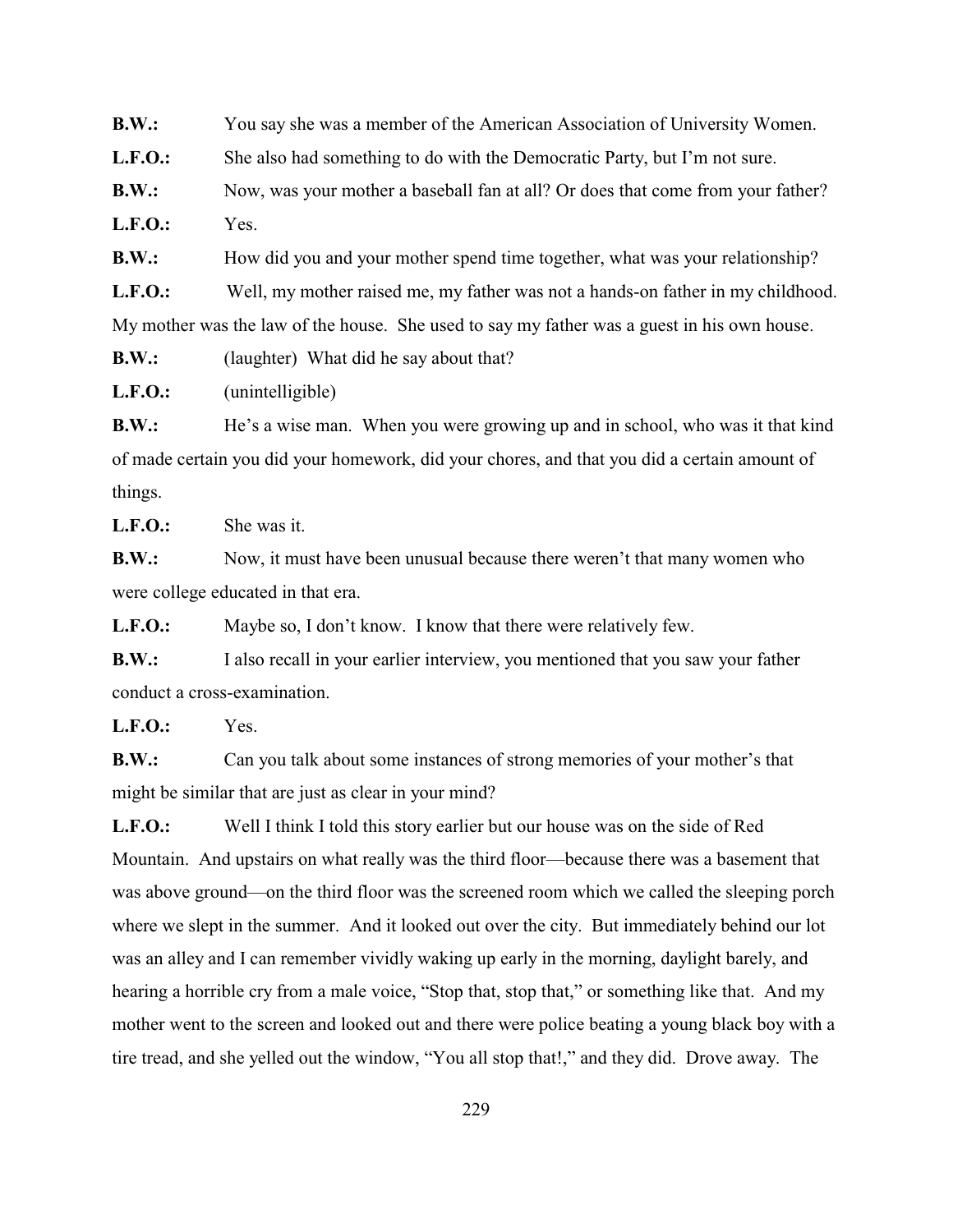**B.W.:** You say she was a member of the American Association of University Women.

**L.F.O.:** She also had something to do with the Democratic Party, but I'm not sure.

**B.W.:** Now, was your mother a baseball fan at all? Or does that come from your father?

**L.F.O.:** Yes.

**B.W.:** How did you and your mother spend time together, what was your relationship?

**L.F.O.:** Well, my mother raised me, my father was not a hands-on father in my childhood. My mother was the law of the house. She used to say my father was a guest in his own house.

**B.W.:** (laughter) What did he say about that?

**L.F.O.:** (unintelligible)

**B.W.:** He's a wise man. When you were growing up and in school, who was it that kind of made certain you did your homework, did your chores, and that you did a certain amount of things.

**L.F.O.:** She was it.

**B.W.:** Now, it must have been unusual because there weren't that many women who were college educated in that era.

**L.F.O.:** Maybe so, I don't know. I know that there were relatively few.

**B.W.:** I also recall in your earlier interview, you mentioned that you saw your father conduct a cross-examination.

**L.F.O.:** Yes.

**B.W.:** Can you talk about some instances of strong memories of your mother's that might be similar that are just as clear in your mind?

**L.F.O.:** Well I think I told this story earlier but our house was on the side of Red Mountain. And upstairs on what really was the third floor—because there was a basement that was above ground—on the third floor was the screened room which we called the sleeping porch where we slept in the summer. And it looked out over the city. But immediately behind our lot was an alley and I can remember vividly waking up early in the morning, daylight barely, and hearing a horrible cry from a male voice, "Stop that, stop that," or something like that. And my mother went to the screen and looked out and there were police beating a young black boy with a tire tread, and she yelled out the window, "You all stop that!," and they did. Drove away. The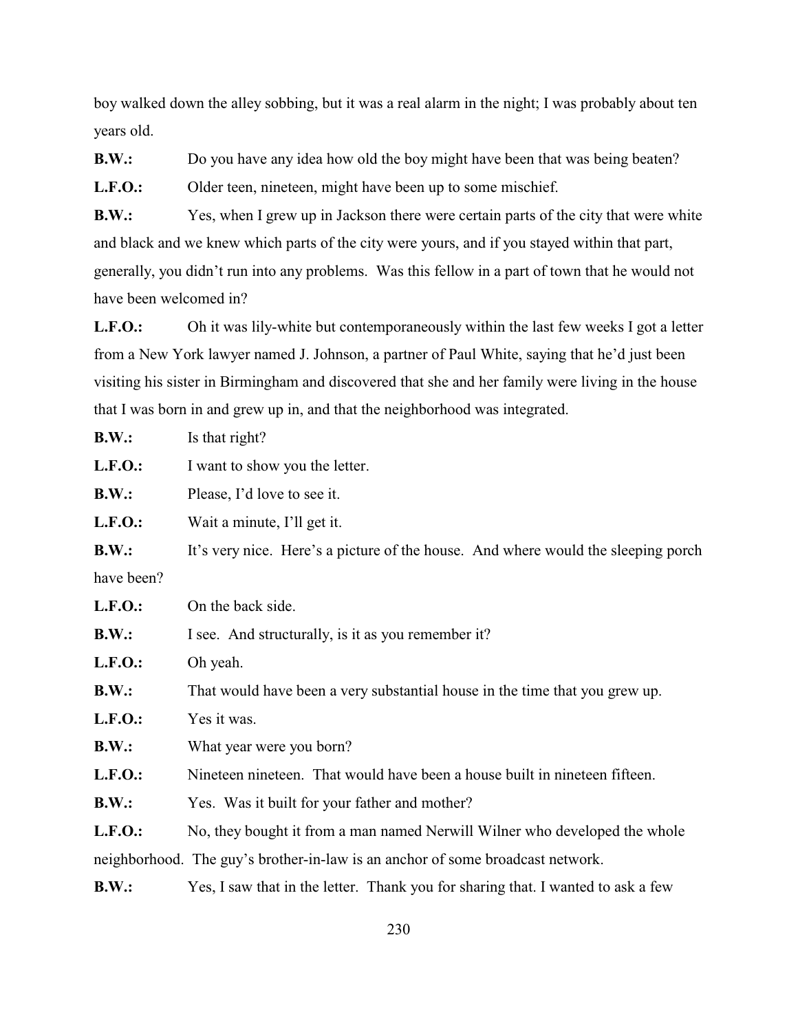boy walked down the alley sobbing, but it was a real alarm in the night; I was probably about ten years old.

**B.W.:** Do you have any idea how old the boy might have been that was being beaten?

**L.F.O.:** Older teen, nineteen, might have been up to some mischief.

**B.W.:** Yes, when I grew up in Jackson there were certain parts of the city that were white and black and we knew which parts of the city were yours, and if you stayed within that part, generally, you didn't run into any problems. Was this fellow in a part of town that he would not have been welcomed in?

**L.F.O.:** Oh it was lily-white but contemporaneously within the last few weeks I got a letter from a New York lawyer named J. Johnson, a partner of Paul White, saying that he'd just been visiting his sister in Birmingham and discovered that she and her family were living in the house that I was born in and grew up in, and that the neighborhood was integrated.

**B.W.:** Is that right?

**L.F.O.:** I want to show you the letter.

**B.W.:** Please, I'd love to see it.

**L.F.O.:** Wait a minute, I'll get it.

**B.W.:** It's very nice. Here's a picture of the house. And where would the sleeping porch have been?

**L.F.O.:** On the back side.

**B.W.:** I see. And structurally, is it as you remember it?

**L.F.O.:** Oh yeah.

**B.W.:** That would have been a very substantial house in the time that you grew up.

**L.F.O.:** Yes it was.

**B.W.:** What year were you born?

**L.F.O.:** Nineteen nineteen. That would have been a house built in nineteen fifteen.

**B.W.:** Yes. Was it built for your father and mother?

**L.F.O.:** No, they bought it from a man named Nerwill Wilner who developed the whole neighborhood. The guy's brother-in-law is an anchor of some broadcast network.

**B.W.:** Yes, I saw that in the letter. Thank you for sharing that. I wanted to ask a few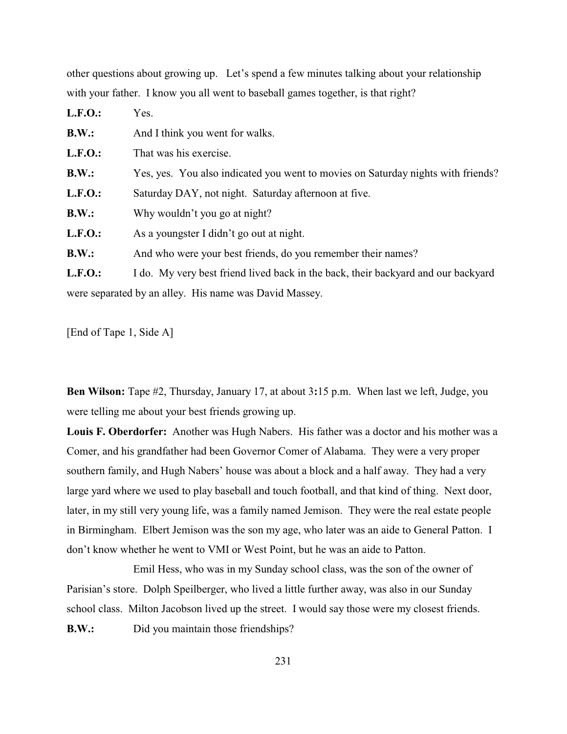other questions about growing up. Let's spend a few minutes talking about your relationship with your father. I know you all went to baseball games together, is that right?

**L.F.O.:** Yes.

**B.W.:** And I think you went for walks.

**L.F.O.:** That was his exercise.

**B.W.:** Yes, yes. You also indicated you went to movies on Saturday nights with friends?

**L.F.O.:** Saturday DAY, not night. Saturday afternoon at five.

**B.W.:** Why wouldn't you go at night?

**L.F.O.:** As a youngster I didn't go out at night.

**B.W.:** And who were your best friends, do you remember their names?

**L.F.O.:** I do. My very best friend lived back in the back, their backyard and our backyard were separated by an alley. His name was David Massey.

[End of Tape 1, Side A]

**Ben Wilson:** Tape #2, Thursday, January 17, at about 3**:**15 p.m. When last we left, Judge, you were telling me about your best friends growing up.

**Louis F. Oberdorfer:** Another was Hugh Nabers. His father was a doctor and his mother was a Comer, and his grandfather had been Governor Comer of Alabama. They were a very proper southern family, and Hugh Nabers' house was about a block and a half away. They had a very large yard where we used to play baseball and touch football, and that kind of thing. Next door, later, in my still very young life, was a family named Jemison. They were the real estate people in Birmingham. Elbert Jemison was the son my age, who later was an aide to General Patton. I don't know whether he went to VMI or West Point, but he was an aide to Patton.

Emil Hess, who was in my Sunday school class, was the son of the owner of Parisian's store. Dolph Speilberger, who lived a little further away, was also in our Sunday school class. Milton Jacobson lived up the street. I would say those were my closest friends.

**B.W.:** Did you maintain those friendships?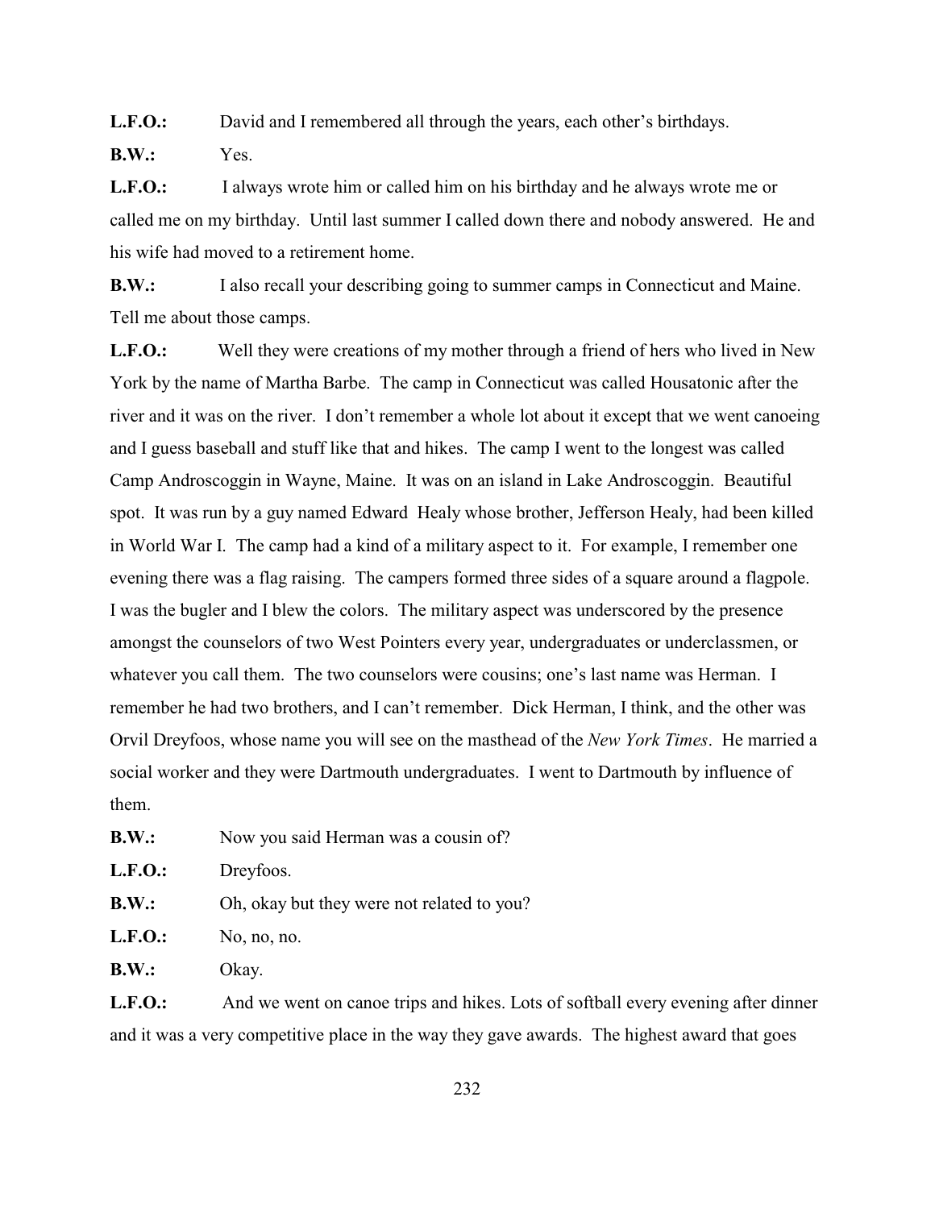**L.F.O.:** David and I remembered all through the years, each other's birthdays.

**B.W.:** Yes.

**L.F.O.:** I always wrote him or called him on his birthday and he always wrote me or called me on my birthday. Until last summer I called down there and nobody answered. He and his wife had moved to a retirement home.

**B.W.:** I also recall your describing going to summer camps in Connecticut and Maine. Tell me about those camps.

**L.F.O.:** Well they were creations of my mother through a friend of hers who lived in New York by the name of Martha Barbe. The camp in Connecticut was called Housatonic after the river and it was on the river. I don't remember a whole lot about it except that we went canoeing and I guess baseball and stuff like that and hikes. The camp I went to the longest was called Camp Androscoggin in Wayne, Maine. It was on an island in Lake Androscoggin. Beautiful spot. It was run by a guy named Edward Healy whose brother, Jefferson Healy, had been killed in World War I. The camp had a kind of a military aspect to it. For example, I remember one evening there was a flag raising. The campers formed three sides of a square around a flagpole. I was the bugler and I blew the colors. The military aspect was underscored by the presence amongst the counselors of two West Pointers every year, undergraduates or underclassmen, or whatever you call them. The two counselors were cousins; one's last name was Herman. I remember he had two brothers, and I can't remember. Dick Herman, I think, and the other was Orvil Dreyfoos, whose name you will see on the masthead of the *New York Times*. He married a social worker and they were Dartmouth undergraduates. I went to Dartmouth by influence of them.

**B.W.:** Now you said Herman was a cousin of?

**L.F.O.:** Dreyfoos.

**B.W.:** Oh, okay but they were not related to you?

**L.F.O.:** No, no, no.

**B.W.:** Okay.

**L.F.O.:** And we went on canoe trips and hikes. Lots of softball every evening after dinner and it was a very competitive place in the way they gave awards. The highest award that goes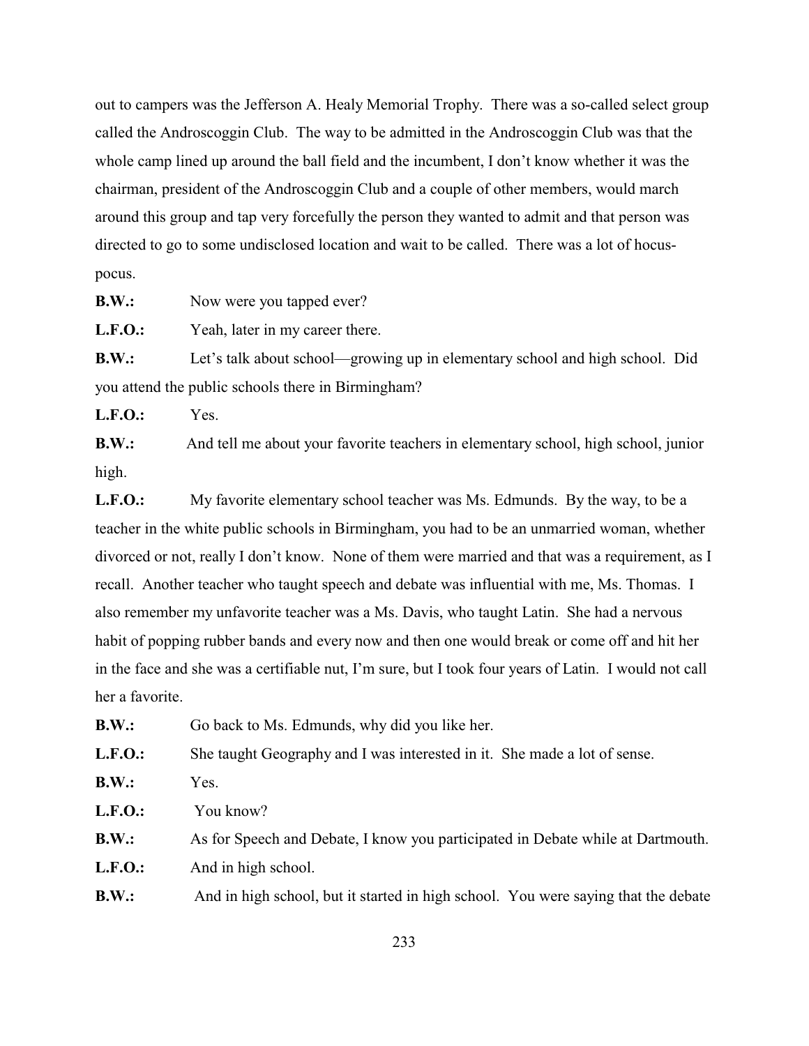out to campers was the Jefferson A. Healy Memorial Trophy. There was a so-called select group called the Androscoggin Club. The way to be admitted in the Androscoggin Club was that the whole camp lined up around the ball field and the incumbent, I don't know whether it was the chairman, president of the Androscoggin Club and a couple of other members, would march around this group and tap very forcefully the person they wanted to admit and that person was directed to go to some undisclosed location and wait to be called. There was a lot of hocus-pocus.

**B.W.:** Now were you tapped ever?

**L.F.O.:** Yeah, later in my career there.

**B.W.:** Let's talk about school—growing up in elementary school and high school. Did you attend the public schools there in Birmingham?

**L.F.O.:** Yes.

**B.W.:** And tell me about your favorite teachers in elementary school, high school, junior high.

**L.F.O.:** My favorite elementary school teacher was Ms. Edmunds. By the way, to be a teacher in the white public schools in Birmingham, you had to be an unmarried woman, whether divorced or not, really I don't know. None of them were married and that was a requirement, as I recall. Another teacher who taught speech and debate was influential with me, Ms. Thomas. I also remember my unfavorite teacher was a Ms. Davis, who taught Latin. She had a nervous habit of popping rubber bands and every now and then one would break or come off and hit her in the face and she was a certifiable nut, I'm sure, but I took four years of Latin. I would not call her a favorite.

**B.W.:** Go back to Ms. Edmunds, why did you like her.

**L.F.O.:** She taught Geography and I was interested in it. She made a lot of sense.

**B.W.:** Yes.

**L.F.O.:** You know?

**B.W.:** As for Speech and Debate, I know you participated in Debate while at Dartmouth.

**L.F.O.:** And in high school.

**B.W.:** And in high school, but it started in high school. You were saying that the debate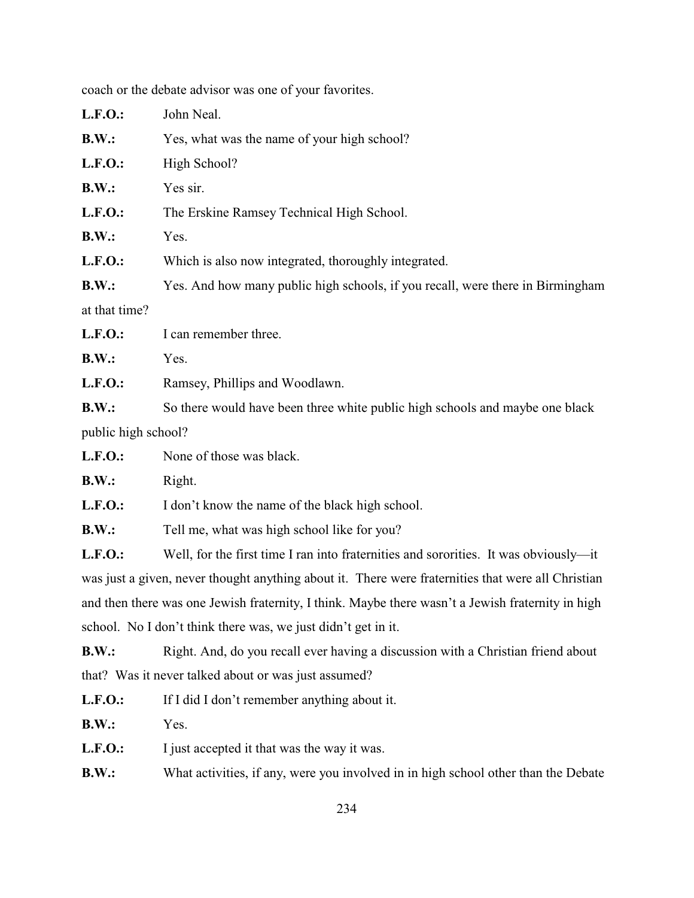coach or the debate advisor was one of your favorites.

**L.F.O.:** John Neal.

**B.W.:** Yes, what was the name of your high school?

**L.F.O.:** High School?

**B.W.:** Yes sir.

**L.F.O.:** The Erskine Ramsey Technical High School.

**B.W.:** Yes.

**L.F.O.:** Which is also now integrated, thoroughly integrated.

**B.W.:** Yes. And how many public high schools, if you recall, were there in Birmingham at that time?

**L.F.O.:** I can remember three.

**B.W.:** Yes.

**L.F.O.:** Ramsey, Phillips and Woodlawn.

**B.W.:** So there would have been three white public high schools and maybe one black public high school?

**L.F.O.:** None of those was black.

**B.W.:** Right.

**L.F.O.:** I don't know the name of the black high school.

**B.W.:** Tell me, what was high school like for you?

**L.F.O.:** Well, for the first time I ran into fraternities and sororities. It was obviously—it was just a given, never thought anything about it. There were fraternities that were all Christian and then there was one Jewish fraternity, I think. Maybe there wasn't a Jewish fraternity in high school. No I don't think there was, we just didn't get in it.

**B.W.:** Right. And, do you recall ever having a discussion with a Christian friend about that? Was it never talked about or was just assumed?

**L.F.O.:** If I did I don't remember anything about it.

**B.W.:** Yes.

**L.F.O.:** I just accepted it that was the way it was.

**B.W.:** What activities, if any, were you involved in in high school other than the Debate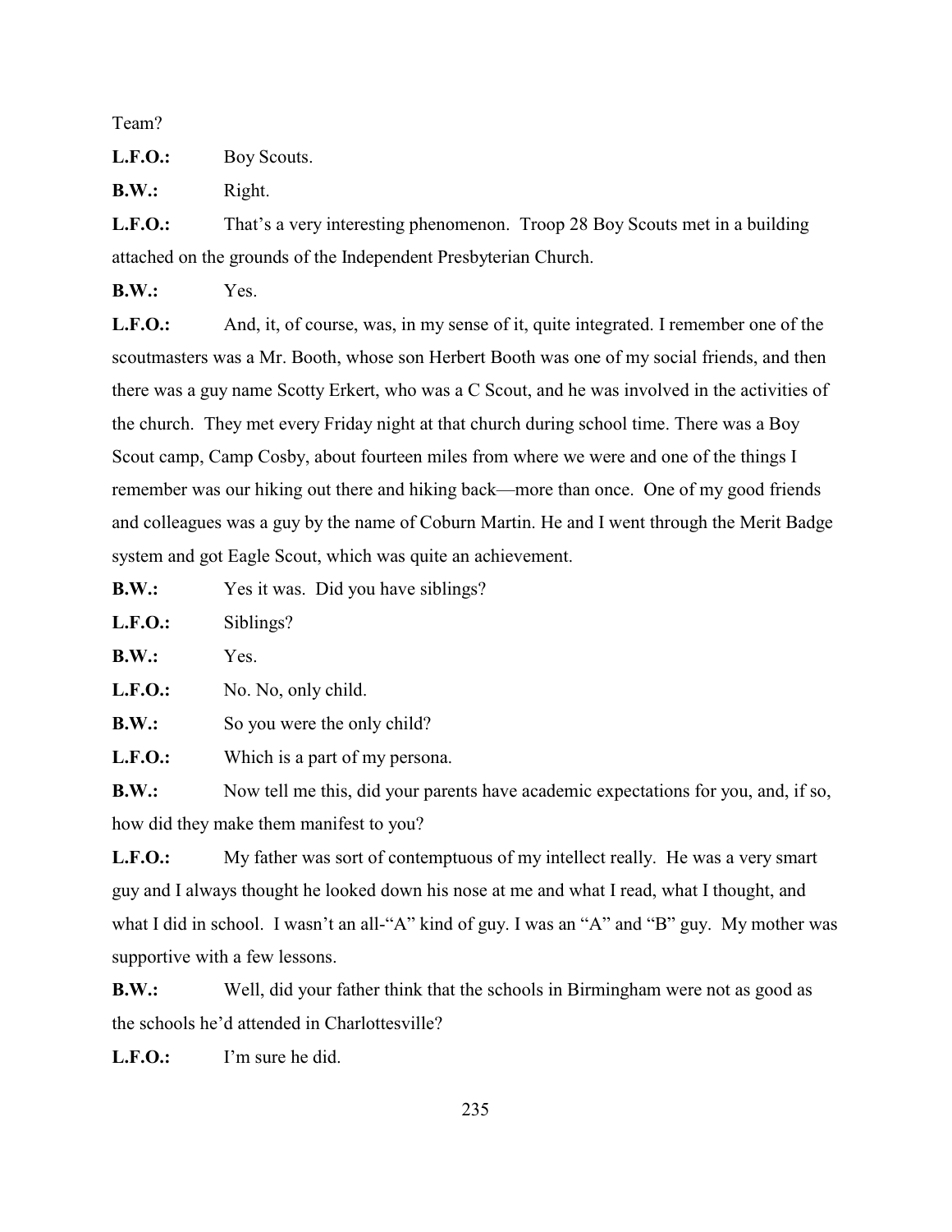Team?

**L.F.O.:** Boy Scouts.

**B.W.:** Right.

**L.F.O.:** That's a very interesting phenomenon. Troop 28 Boy Scouts met in a building attached on the grounds of the Independent Presbyterian Church.

**B.W.:** Yes.

**L.F.O.:** And, it, of course, was, in my sense of it, quite integrated. I remember one of the scoutmasters was a Mr. Booth, whose son Herbert Booth was one of my social friends, and then there was a guy name Scotty Erkert, who was a C Scout, and he was involved in the activities of the church. They met every Friday night at that church during school time. There was a Boy Scout camp, Camp Cosby, about fourteen miles from where we were and one of the things I remember was our hiking out there and hiking back—more than once. One of my good friends and colleagues was a guy by the name of Coburn Martin. He and I went through the Merit Badge system and got Eagle Scout, which was quite an achievement.

**B.W.:** Yes it was. Did you have siblings?

**L.F.O.:** Siblings?

**B.W.:** Yes.

**L.F.O.:** No. No, only child.

**B.W.:** So you were the only child?

**L.F.O.:** Which is a part of my persona.

**B.W.:** Now tell me this, did your parents have academic expectations for you, and, if so, how did they make them manifest to you?

**L.F.O.:** My father was sort of contemptuous of my intellect really. He was a very smart guy and I always thought he looked down his nose at me and what I read, what I thought, and what I did in school. I wasn't an all-"A" kind of guy. I was an "A" and "B" guy. My mother was supportive with a few lessons.

**B.W.:** Well, did your father think that the schools in Birmingham were not as good as the schools he'd attended in Charlottesville?

**L.F.O.:** I'm sure he did.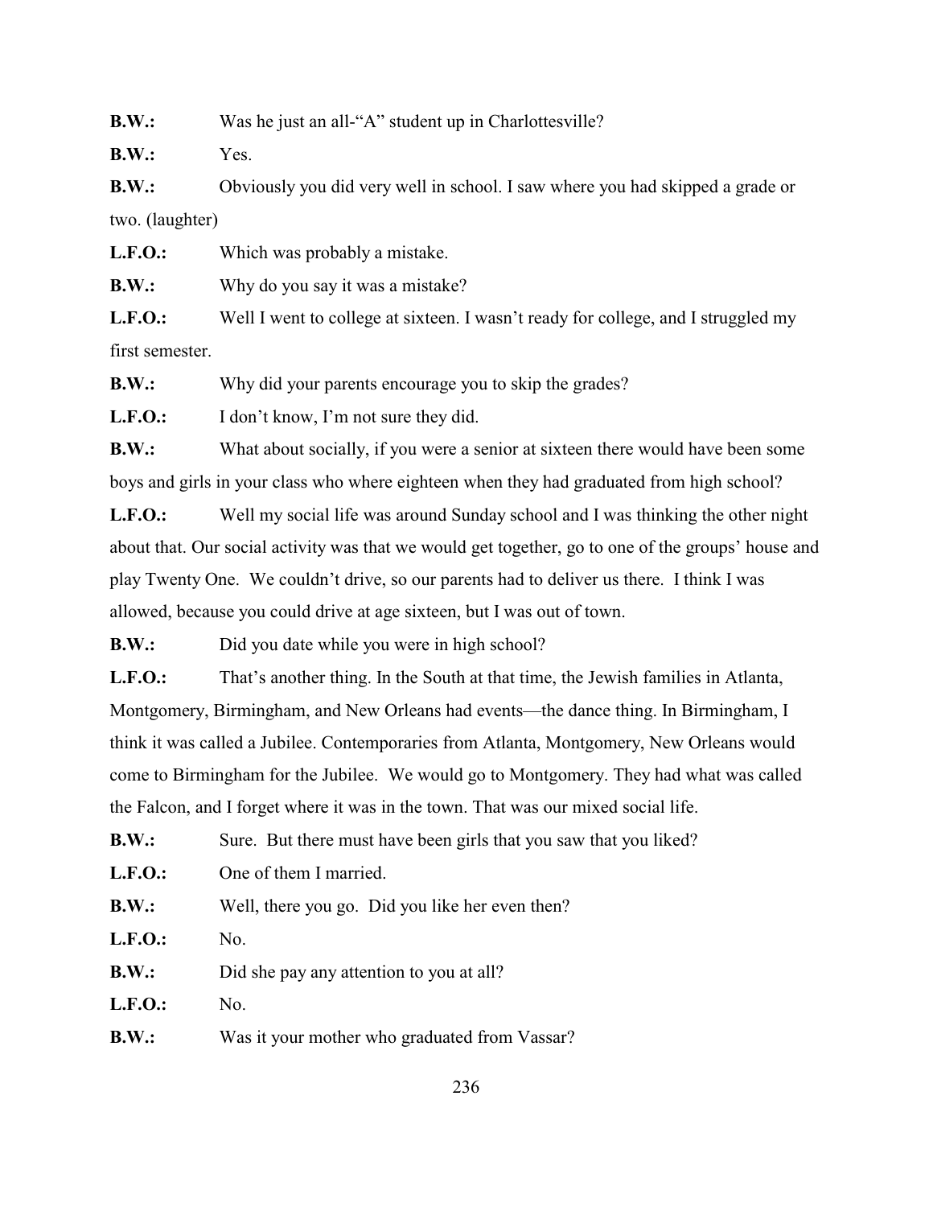**B.W.:** Was he just an all-"A" student up in Charlottesville?

**B.W.:** Yes.

**B.W.:** Obviously you did very well in school. I saw where you had skipped a grade or two. (laughter)

**L.F.O.:** Which was probably a mistake.

**B.W.:** Why do you say it was a mistake?

**L.F.O.:** Well I went to college at sixteen. I wasn't ready for college, and I struggled my first semester.

**B.W.:** Why did your parents encourage you to skip the grades?

**L.F.O.:** I don't know, I'm not sure they did.

**B.W.:** What about socially, if you were a senior at sixteen there would have been some boys and girls in your class who where eighteen when they had graduated from high school?

**L.F.O.:** Well my social life was around Sunday school and I was thinking the other night about that. Our social activity was that we would get together, go to one of the groups' house and play Twenty One. We couldn't drive, so our parents had to deliver us there. I think I was allowed, because you could drive at age sixteen, but I was out of town.

**B.W.:** Did you date while you were in high school?

**L.F.O.:** That's another thing. In the South at that time, the Jewish families in Atlanta, Montgomery, Birmingham, and New Orleans had events—the dance thing. In Birmingham, I think it was called a Jubilee. Contemporaries from Atlanta, Montgomery, New Orleans would come to Birmingham for the Jubilee. We would go to Montgomery. They had what was called the Falcon, and I forget where it was in the town. That was our mixed social life.

**B.W.:** Sure. But there must have been girls that you saw that you liked?

**L.F.O.:** One of them I married.

**B.W.:** Well, there you go. Did you like her even then?

**L.F.O.:** No.

**B.W.:** Did she pay any attention to you at all?

**L.F.O.:** No.

**B.W.:** Was it your mother who graduated from Vassar?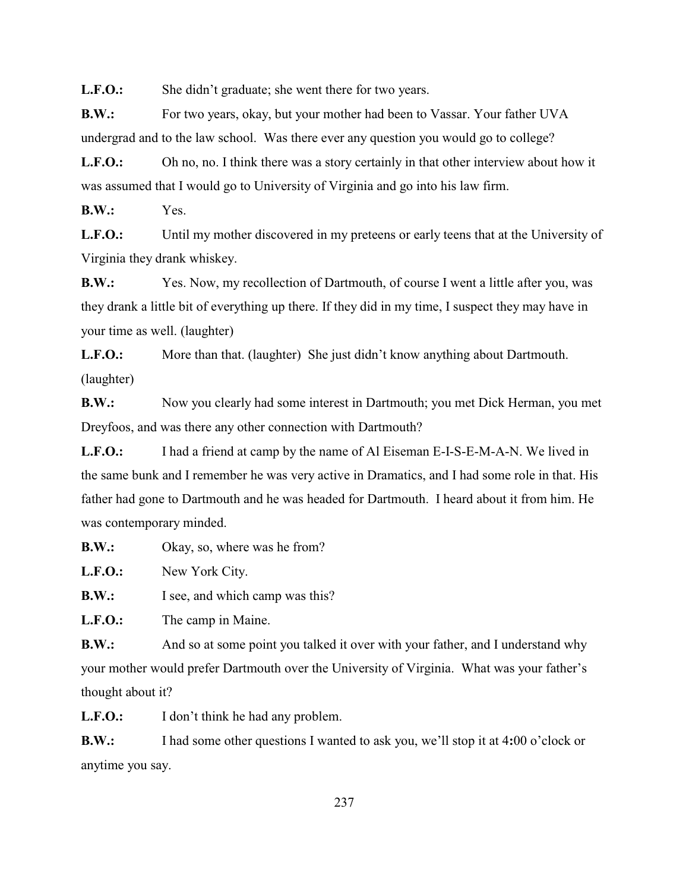**L.F.O.:** She didn't graduate; she went there for two years.

**B.W.:** For two years, okay, but your mother had been to Vassar. Your father UVA undergrad and to the law school. Was there ever any question you would go to college?

**L.F.O.:** Oh no, no. I think there was a story certainly in that other interview about how it was assumed that I would go to University of Virginia and go into his law firm.

**B.W.:** Yes.

**L.F.O.:** Until my mother discovered in my preteens or early teens that at the University of Virginia they drank whiskey.

**B.W.:** Yes. Now, my recollection of Dartmouth, of course I went a little after you, was they drank a little bit of everything up there. If they did in my time, I suspect they may have in your time as well. (laughter)

**L.F.O.:** More than that. (laughter) She just didn't know anything about Dartmouth. (laughter)

**B.W.:** Now you clearly had some interest in Dartmouth; you met Dick Herman, you met Dreyfoos, and was there any other connection with Dartmouth?

**L.F.O.:** I had a friend at camp by the name of Al Eiseman E-I-S-E-M-A-N. We lived in the same bunk and I remember he was very active in Dramatics, and I had some role in that. His father had gone to Dartmouth and he was headed for Dartmouth. I heard about it from him. He was contemporary minded.

**B.W.:** Okay, so, where was he from?

**L.F.O.:** New York City.

**B.W.:** I see, and which camp was this?

**L.F.O.:** The camp in Maine.

**B.W.:** And so at some point you talked it over with your father, and I understand why your mother would prefer Dartmouth over the University of Virginia. What was your father's thought about it?

**L.F.O.:** I don't think he had any problem.

**B.W.:** I had some other questions I wanted to ask you, we'll stop it at 4:00 o'clock or anytime you say.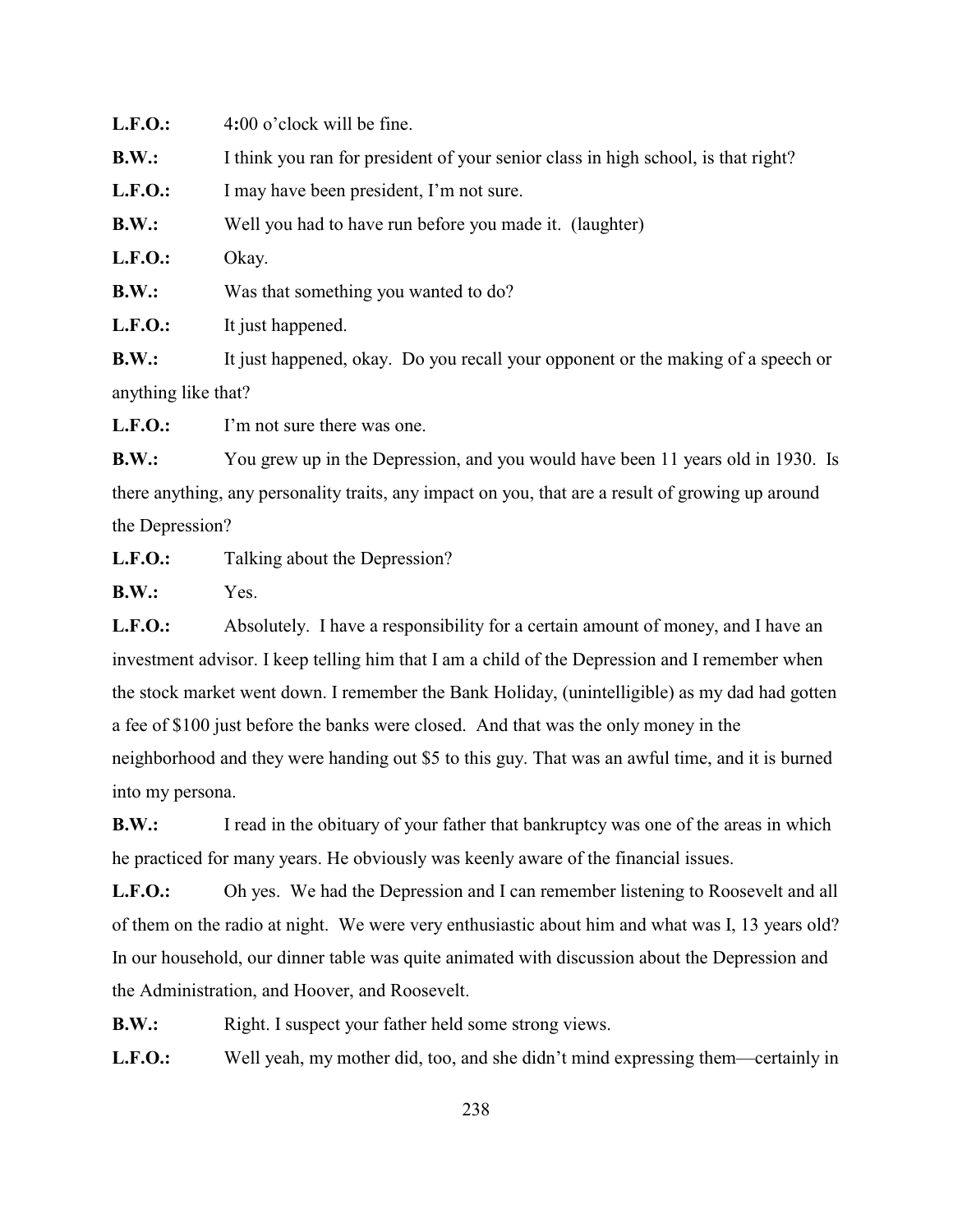**L.F.O.:** 4:00 o'clock will be fine.

**B.W.:** I think you ran for president of your senior class in high school, is that right?

**L.F.O.:** I may have been president, I'm not sure.

**B.W.:** Well you had to have run before you made it. (laughter)

**L.F.O.:** Okay.

**B.W.:** Was that something you wanted to do?

**L.F.O.:** It just happened.

**B.W.:** It just happened, okay. Do you recall your opponent or the making of a speech or anything like that?

**L.F.O.:** I'm not sure there was one.

**B.W.:** You grew up in the Depression, and you would have been 11 years old in 1930. Is there anything, any personality traits, any impact on you, that are a result of growing up around the Depression?

**L.F.O.:** Talking about the Depression?

**B.W.:** Yes.

**L.F.O.:** Absolutely. I have a responsibility for a certain amount of money, and I have an investment advisor. I keep telling him that I am a child of the Depression and I remember when the stock market went down. I remember the Bank Holiday, (unintelligible) as my dad had gotten a fee of $100 just before the banks were closed. And that was the only money in the neighborhood and they were handing out $5 to this guy. That was an awful time, and it is burned into my persona.

**B.W.:** I read in the obituary of your father that bankruptcy was one of the areas in which he practiced for many years. He obviously was keenly aware of the financial issues.

**L.F.O.:** Oh yes. We had the Depression and I can remember listening to Roosevelt and all of them on the radio at night. We were very enthusiastic about him and what was I, 13 years old? In our household, our dinner table was quite animated with discussion about the Depression and the Administration, and Hoover, and Roosevelt.

**B.W.:** Right. I suspect your father held some strong views.

**L.F.O.:** Well yeah, my mother did, too, and she didn't mind expressing them—certainly in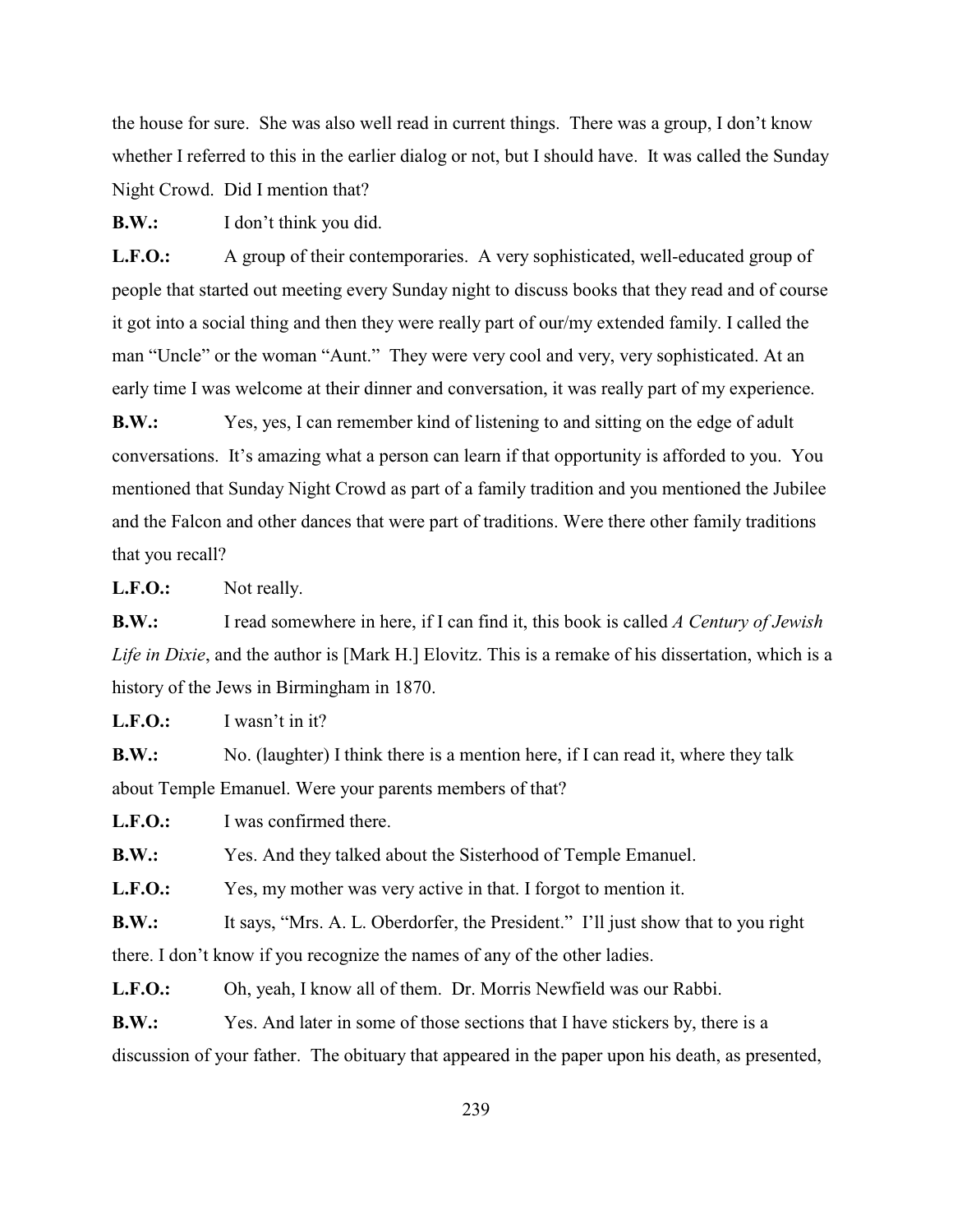the house for sure. She was also well read in current things. There was a group, I don't know whether I referred to this in the earlier dialog or not, but I should have. It was called the Sunday Night Crowd. Did I mention that?

**B.W.:** I don't think you did.

**L.F.O.:** A group of their contemporaries. A very sophisticated, well-educated group of people that started out meeting every Sunday night to discuss books that they read and of course it got into a social thing and then they were really part of our/my extended family. I called the man "Uncle" or the woman "Aunt." They were very cool and very, very sophisticated. At an early time I was welcome at their dinner and conversation, it was really part of my experience.

**B.W.:** Yes, yes, I can remember kind of listening to and sitting on the edge of adult conversations. It's amazing what a person can learn if that opportunity is afforded to you. You mentioned that Sunday Night Crowd as part of a family tradition and you mentioned the Jubilee and the Falcon and other dances that were part of traditions. Were there other family traditions that you recall?

**L.F.O.:** Not really.

**B.W.:** I read somewhere in here, if I can find it, this book is called *A Century of Jewish Life in Dixie*, and the author is [Mark H.] Elovitz. This is a remake of his dissertation, which is a history of the Jews in Birmingham in 1870.

**L.F.O.:** I wasn't in it?

**B.W.:** No. (laughter) I think there is a mention here, if I can read it, where they talk about Temple Emanuel. Were your parents members of that?

**L.F.O.:** I was confirmed there.

**B.W.:** Yes. And they talked about the Sisterhood of Temple Emanuel.

**L.F.O.:** Yes, my mother was very active in that. I forgot to mention it.

**B.W.:** It says, "Mrs. A. L. Oberdorfer, the President." I'll just show that to you right there. I don't know if you recognize the names of any of the other ladies.

**L.F.O.:** Oh, yeah, I know all of them. Dr. Morris Newfield was our Rabbi.

**B.W.:** Yes. And later in some of those sections that I have stickers by, there is a discussion of your father. The obituary that appeared in the paper upon his death, as presented,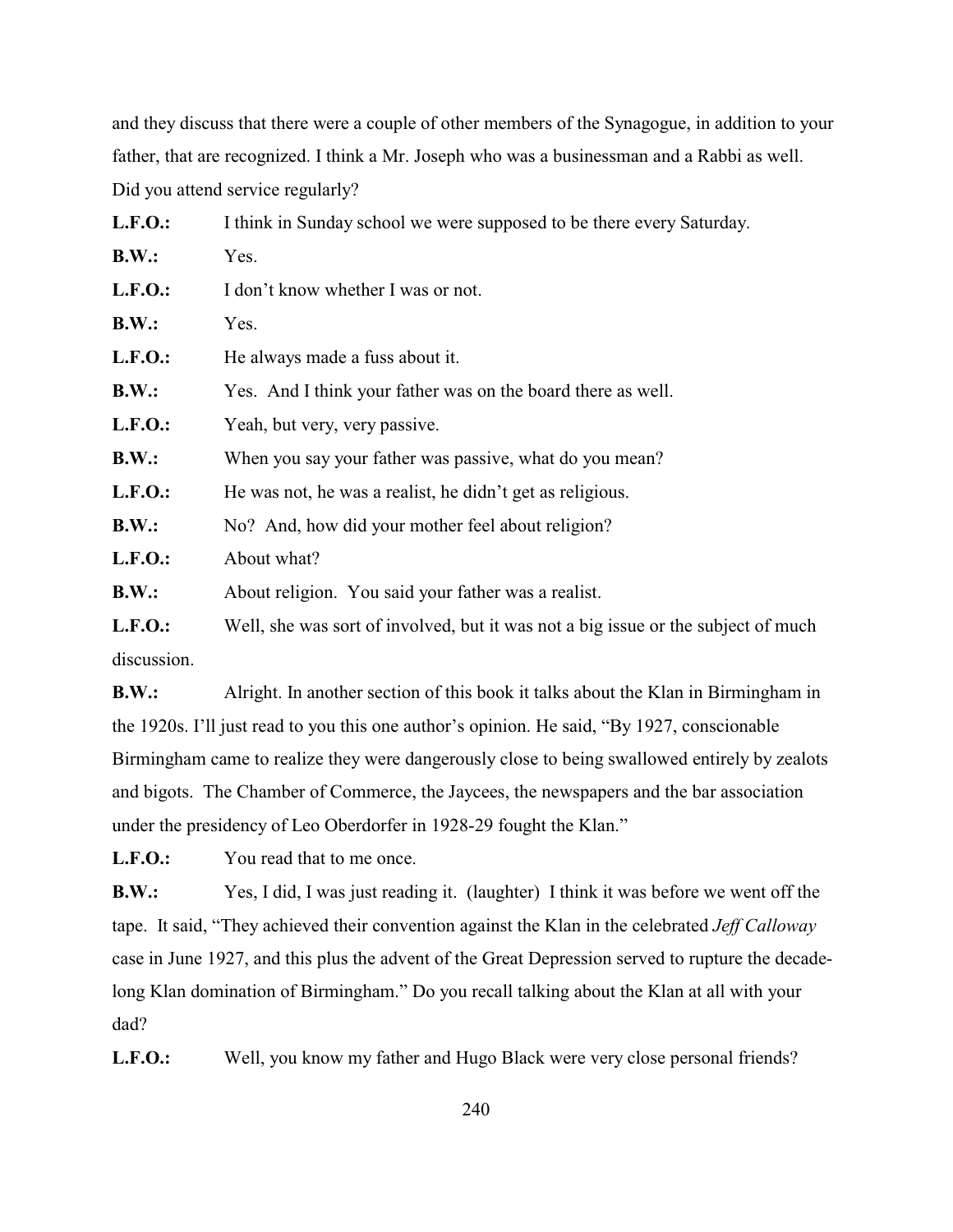and they discuss that there were a couple of other members of the Synagogue, in addition to your father, that are recognized. I think a Mr. Joseph who was a businessman and a Rabbi as well. Did you attend service regularly?

**L.F.O.:** I think in Sunday school we were supposed to be there every Saturday.

**B.W.:** Yes.

**L.F.O.:** I don't know whether I was or not.

**B.W.:** Yes.

**L.F.O.:** He always made a fuss about it.

**B.W.:** Yes. And I think your father was on the board there as well.

**L.F.O.:** Yeah, but very, very passive.

**B.W.:** When you say your father was passive, what do you mean?

**L.F.O.:** He was not, he was a realist, he didn't get as religious.

**B.W.:** No? And, how did your mother feel about religion?

**L.F.O.:** About what?

**B.W.:** About religion. You said your father was a realist.

**L.F.O.:** Well, she was sort of involved, but it was not a big issue or the subject of much discussion.

**B.W.:** Alright. In another section of this book it talks about the Klan in Birmingham in the 1920s. I'll just read to you this one author's opinion. He said, "By 1927, conscionable Birmingham came to realize they were dangerously close to being swallowed entirely by zealots and bigots. The Chamber of Commerce, the Jaycees, the newspapers and the bar association under the presidency of Leo Oberdorfer in 1928-29 fought the Klan."

**L.F.O.:** You read that to me once.

**B.W.:** Yes, I did, I was just reading it. (laughter) I think it was before we went off the tape. It said, "They achieved their convention against the Klan in the celebrated *Jeff Calloway* case in June 1927, and this plus the advent of the Great Depression served to rupture the decade-long Klan domination of Birmingham." Do you recall talking about the Klan at all with your dad?

**L.F.O.:** Well, you know my father and Hugo Black were very close personal friends?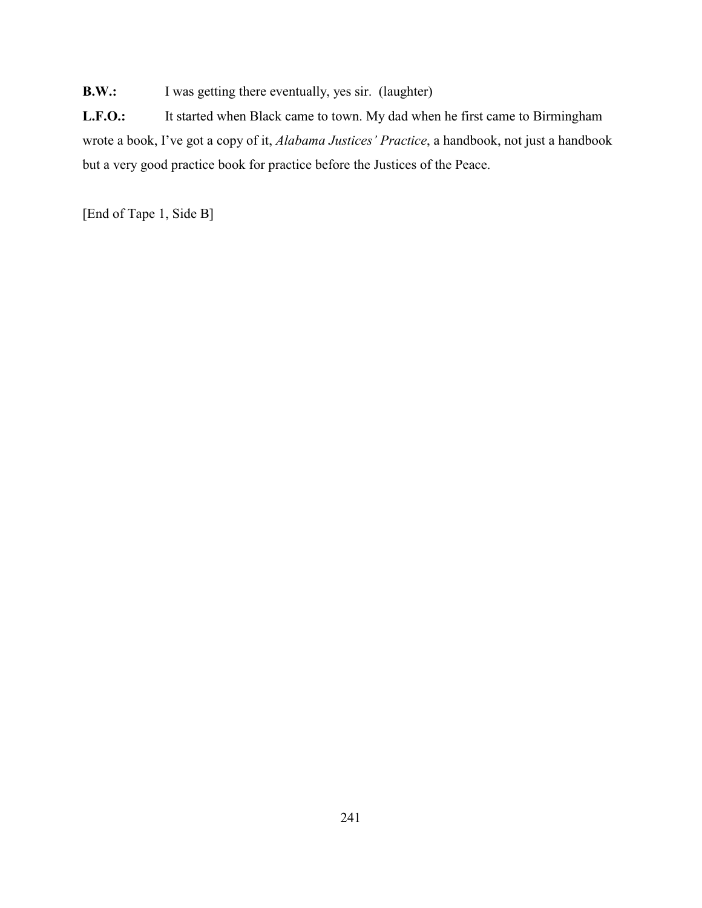**B.W.:** I was getting there eventually, yes sir. (laughter)

**L.F.O.:** It started when Black came to town. My dad when he first came to Birmingham wrote a book, I've got a copy of it, *Alabama Justices' Practice*, a handbook, not just a handbook but a very good practice book for practice before the Justices of the Peace.

[End of Tape 1, Side B]